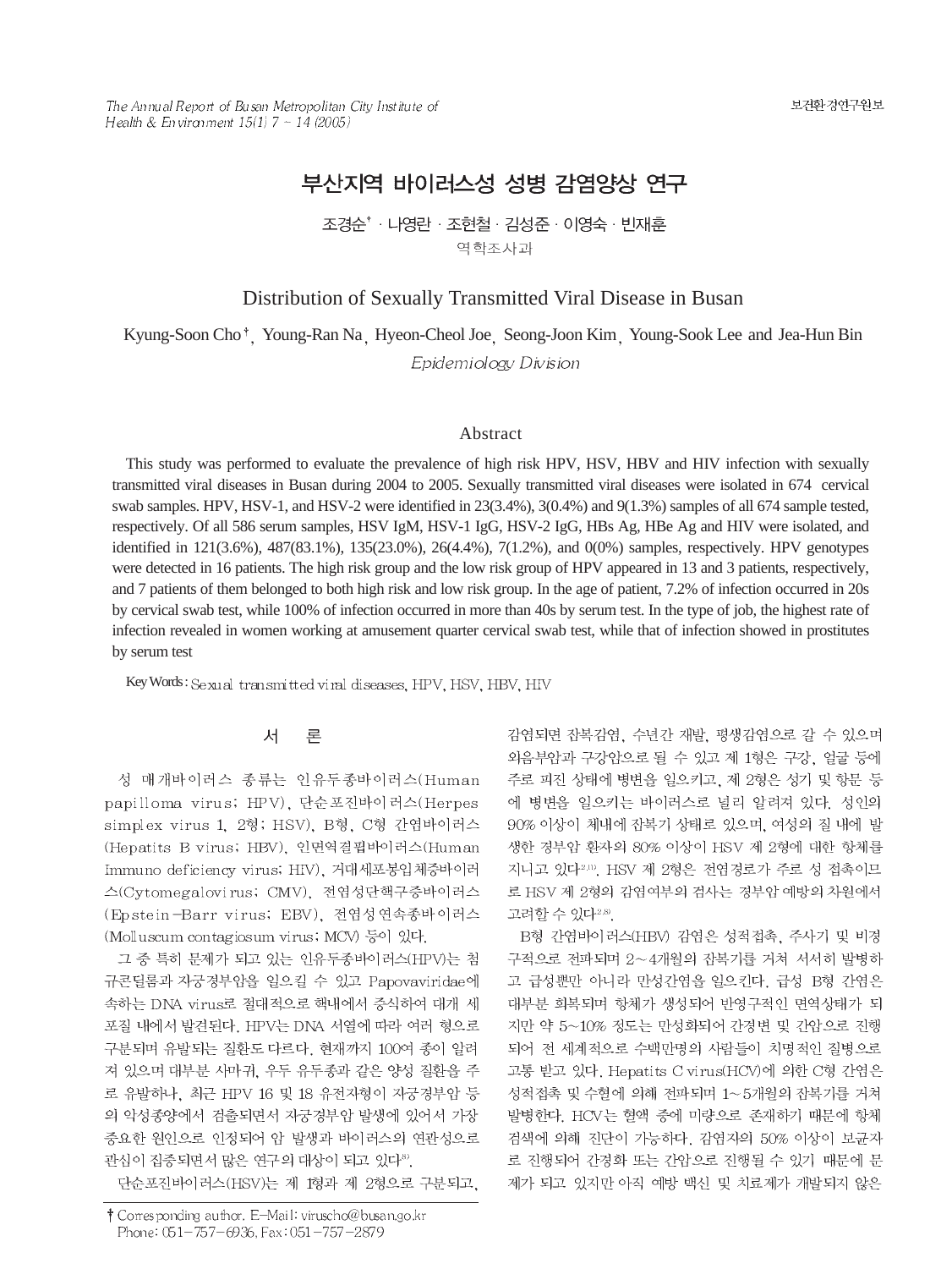# 부산지역 바이러스성 성병 감염양상 연구

조경순[†] · 나영란 · 조현철 · 김성준 · 이영숙 · 빈재훈

역학조사과

# Distribution of Sexually Transmitted Viral Disease in Busan

Kyung-Soon Cho[†], Young-Ran Na, Hyeon-Cheol Joe, Seong-Joon Kim, Young-Sook Lee and Jea-Hun Bin

*Epidemiology Division*

## Abstract

This study was performed to evaluate the prevalence of high risk HPV, HSV, HBV and HIV infection with sexually transmitted viral diseases in Busan during 2004 to 2005. Sexually transmitted viral diseases were isolated in 674 cervical swab samples. HPV, HSV-1, and HSV-2 were identified in 23(3.4%), 3(0.4%) and 9(1.3%) samples of all 674 sample tested, respectively. Of all 586 serum samples, HSV IgM, HSV-1 IgG, HSV-2 IgG, HBs Ag, HBe Ag and HIV were isolated, and identified in 121(3.6%), 487(83.1%), 135(23.0%), 26(4.4%), 7(1.2%), and 0(0%) samples, respectively. HPV genotypes were detected in 16 patients. The high risk group and the low risk group of HPV appeared in 13 and 3 patients, respectively, and 7 patients of them belonged to both high risk and low risk group. In the age of patient, 7.2% of infection occurred in 20s by cervical swab test, while 100% of infection occurred in more than 40s by serum test. In the type of job, the highest rate of infection revealed in women working at amusement quarter cervical swab test, while that of infection showed in prostitutes by serum test

Key Words : Sexual transmitted viral diseases, HPV, HSV, HBV, HIV

## 서 론

성 매개바이러스 종류는 인유두종바이러스(Human papilloma virus; HPV), 단순포진바이러스(Herpes simplex virus 1, 2형; HSV), B형, C형 간염바이러스(Hepatits B virus; HBV), 인면역결핍바이러스(Human Immuno deficiency virus; HIV), 거대세포봉입체증바이러스(Cytomegalovirus; CMV), 전염성단핵구증바이러스(Epstein-Barr virus; EBV), 전염성연속종바이러스(Molluscum contagiosum virus; MCV) 등이 있다.

그 중 특히 문제가 되고 있는 인유두종바이러스(HPV)는 첨규콘딜롬과 자궁경부암을 일으킬 수 있고 Papovaviridae에 속하는 DNA virus로 절대적으로 핵내에서 증식하여 대개 세포질 내에서 발견된다. HPV는 DNA 서열에 따라 여러 형으로 구분되며 유발되는 질환도 다르다. 현재까지 100여 종이 알려져 있으며 대부분 사마귀, 우두 유두종과 같은 양성 질환을 주로 유발하나, 최근 HPV 16 및 18 유전자형이 자궁경부암 등의 악성종양에서 검출되면서 자궁경부암 발생에 있어서 가장 중요한 원인으로 인정되어 암 발생과 바이러스의 연관성으로 관심이 집중되면서 많은 연구의 대상이 되고 있다[8].

단순포진바이러스(HSV)는 제 1형과 제 2형으로 구분되고, 감염되면 잠복감염, 수년간 재발, 평생감염으로 갈 수 있으며 외음부암과 구강암으로 될 수 있고 제 1형은 구강, 얼굴 등에 주로 피진 상태에 병변을 일으키고, 제 2형은 성기 및 항문 등에 병변을 일으키는 바이러스로 널리 알려져 있다. 성인의 90% 이상이 체내에 잠복기 상태로 있으며, 여성의 질 내에 발생한 경부암 환자의 80% 이상이 HSV 제 2형에 대한 항체를 지니고 있다[2,10]. HSV 제 2형은 전염경로가 주로 성 접촉이므로 HSV 제 2형의 감염여부의 검사는 경부암 예방의 차원에서 고려할 수 있다[2,8].

B형 간염바이러스(HBV) 감염은 성적접촉, 주사기 및 비경구적으로 전파되며 2~4개월의 잠복기를 거쳐 서서히 발병하고 급성뿐만 아니라 만성간염을 일으킨다. 급성 B형 간염은 대부분 회복되며 항체가 생성되어 반영구적인 면역상태가 되지만 약 5~10% 정도는 만성화되어 간경변 및 간암으로 진행되어 전 세계적으로 수백만명의 사람들이 치명적인 질병으로 고통 받고 있다. Hepatits C virus(HCV)에 의한 C형 간염은 성적접촉 및 수혈에 의해 전파되며 1~5개월의 잠복기를 거쳐 발병한다. HCV는 혈액 중에 미량으로 존재하기 때문에 항체 검색에 의해 진단이 가능하다. 감염자의 50% 이상이 보균자로 진행되어 간경화 또는 간암으로 진행될 수 있기 때문에 문제가 되고 있지만 아직 예방 백신 및 치료제가 개발되지 않은

† Corresponding author. E-Mail: viruscho@busan.go.kr
Phone: 051-757-6936, Fax: 051-757-2879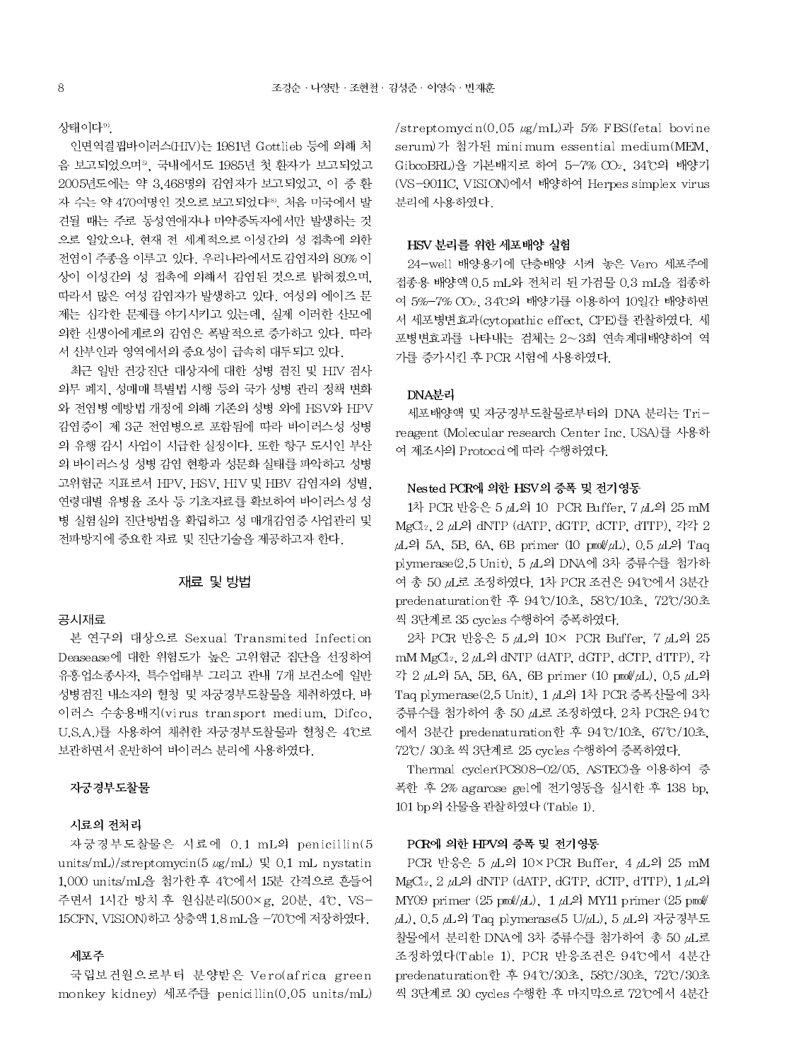상태이다[3).

인면역결핍바이러스(HIV)는 1981년 Gottlieb 등에 의해 처음 보고되었으며[5], 국내에서도 1985년 첫 환자가 보고되었고 2005년도에는 약 3,468명의 감염자가 보고되었고, 이 중 환자 수는 약 470여명인 것으로 보고되었다[8]. 처음 미국에서 발견될 때는 주로 동성연애자나 마약중독자에서만 발생하는 것으로 알았으나, 현재 전 세계적으로 이성간의 성 접촉에 의한 전염이 주종을 이루고 있다. 우리나라에서도 감염자의 80% 이상이 이성간의 성 접촉에 의해서 감염된 것으로 밝혀졌으며, 따라서 많은 여성 감염자가 발생하고 있다. 여성의 에이즈 문제는 심각한 문제를 야기시키고 있는데, 실제 이러한 산모에 의한 신생아에게로의 감염은 폭발적으로 증가하고 있다. 따라서 산부인과 영역에서의 중요성이 급속히 대두되고 있다.

최근 일반 건강진단 대상자에 대한 성병 검진 및 HIV 검사 의무 폐지, 성매매 특별법 시행 등의 국가 성병 관리 정책 변화와 전염병 예방법 개정에 의해 기존의 성병 외에 HSV와 HPV 감염증이 제 3군 전염병으로 포함됨에 따라 바이러스성 성병의 유행 감시 사업이 시급한 실정이다. 또한 항구 도시인 부산의 바이러스성 성병 감염 현황과 성문화 실태를 파악하고 성병 고위험군 지표로서 HPV, HSV, HIV 및 HBV 감염자의 성별, 연령대별 유병율 조사 등 기초자료를 확보하여 바이러스성 성병 실험실의 진단방법을 확립하고 성 매개감염증 사업관리 및 전파방지에 중요한 자료 및 진단기술을 제공하고자 한다.

## 재료 및 방법

### 공시재료

본 연구의 대상으로 Sexual Transmited Infection Dease​ase에 대한 위험도가 높은 고위험군 집단을 선정하여 유흥업소종사자, 특수업태부 그리고 관내 7개 보건소에 일반 성병검진 내소자의 혈청 및 자궁경부도찰물을 채취하였다. 바이러스 수송용배지(virus transport medium, Difco, U.S.A.)를 사용하여 채취한 자궁경부도찰물과 혈청은 4℃로 보관하면서 운반하여 바이러스 분리에 사용하였다.

### 자궁경부도찰물

#### 시료의 전처리

자궁경부도찰물은 시료에 0.1 mL의 penicillin(5 units/mL)/streptomycin(5 ㎍/mL) 및 0.1 mL nystatin 1,000 units/mL을 첨가한 후 4℃에서 15분 간격으로 흔들어 주면서 1시간 방치 후 원심분리(500×g, 20분, 4℃, VS-15CFN, VISION)하고 상층액 1.8 mL을 -70℃에 저장하였다.

#### 세포주

국립보건원으로부터 분양받은 Vero(africa green monkey kidney) 세포주를 penicillin(0.05 units/mL)/streptomycin(0.05 ㎍/mL)과 5% FBS(fetal bovine serum)가 첨가된 minimum essential medium(MEM, GibcoBRL)을 기본배지로 하여 5-7% $CO_2$, 34℃의 배양기(VS-9011C, VISION)에서 배양하여 Herpes simplex virus 분리에 사용하였다.

#### HSV 분리를 위한 세포배양 실험

24-well 배양용기에 단층배양 시켜 놓은 Vero 세포주에 접종용 배양액 0.5 mL와 전처리 된 가검물 0.3 mL을 접종하여 5%-7% $CO_2$, 34℃의 배양기를 이용하여 10일간 배양하면서 세포병변효과(cytopathic effect, CPE)를 관찰하였다. 세포병변효과를 나타내는 검체는 2~3회 연속계대배양하여 역가를 증가시킨 후 PCR 시험에 사용하였다.

#### DNA분리

세포배양액 및 자궁경부도찰물로부터의 DNA 분리는 Tri-reagent (Molecular research Center Inc. USA)를 사용하여 제조사의 Protocol에 따라 수행하였다.

#### Nested PCR에 의한 HSV의 증폭 및 전기영동

1차 PCR 반응은 5 ㎕의 10 PCR Buffer, 7 ㎕의 25 mM $MgCl_2$, 2 ㎕의 dNTP (dATP, dGTP, dCTP, dTTP), 각각 2 ㎕의 5A, 5B, 6A, 6B primer (10 pmol/㎕), 0.5 ㎕의 Taq plymerase(2.5 Unit), 5 ㎕의 DNA에 3차 증류수를 첨가하여 총 50 ㎕로 조정하였다. 1차 PCR 조건은 94℃에서 3분간 predenaturation한 후 94℃/10초, 58℃/10초, 72℃/30초씩 3단계로 35 cycles 수행하여 증폭하였다.

2차 PCR 반응은 5 ㎕의 10× PCR Buffer, 7 ㎕의 25 mM $MgCl_2$, 2 ㎕의 dNTP (dATP, dGTP, dCTP, dTTP), 각각 2 ㎕의 5A, 5B, 6A, 6B primer (10 pmol/㎕), 0.5 ㎕의 Taq plymerase(2.5 Unit), 1 ㎕의 1차 PCR 증폭산물에 3차 증류수를 첨가하여 총 50 ㎕로 조정하였다. 2차 PCR은 94℃에서 3분간 predenaturation한 후 94℃/10초, 67℃/10초, 72℃/ 30초씩 3단계로 25 cycles 수행하여 증폭하였다.

Thermal cycler(PC808-02/05, ASTEC)을 이용하여 증폭한 후 2% agarose gel에 전기영동을 실시한 후 138 bp, 101 bp의 산물을 관찰하였다 (Table 1).

#### PCR에 의한 HPV의 증폭 및 전기영동

PCR 반응은 5 ㎕의 10×PCR Buffer, 4 ㎕의 25 mM $MgCl_2$, 2 ㎕의 dNTP (dATP, dGTP, dCTP, dTTP), 1 ㎕의 MY09 primer (25 pmol/㎕), 1 ㎕의 MY11 primer (25 pmol/㎕), 0.5 ㎕의 Taq plymerase(5 U/㎕), 5 ㎕의 자궁경부도찰물에서 분리한 DNA에 3차 증류수를 첨가하여 총 50 ㎕로 조정하였다(Table 1). PCR 반응조건은 94℃에서 4분간 predenaturation한 후 94℃/30초, 58℃/30초, 72℃/30초씩 3단계로 30 cycles 수행한 후 마지막으로 72℃에서 4분간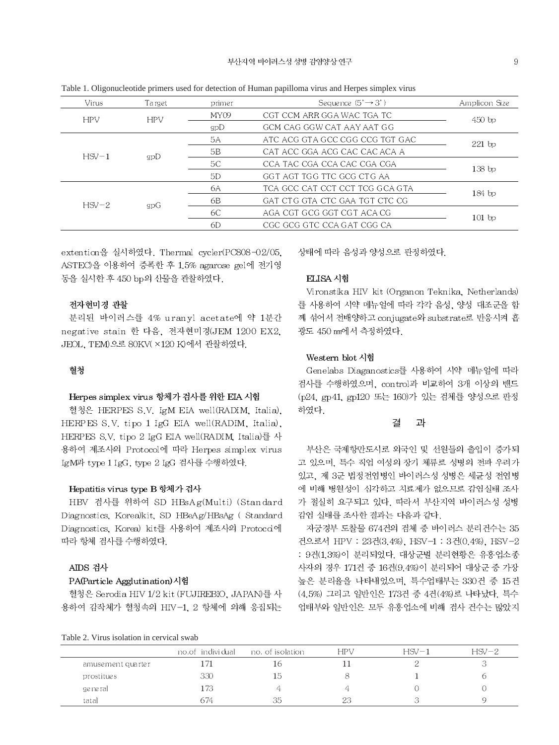Table 1. Oligonucleotide primers used for detection of Human papilloma virus and Herpes simplex virus

| Virus | Target | primer | Sequence (5'→3') | Amplicon Size |
|---|---|---|---|---|
| HPV | HPV | MY09 | CGT CCM ARR GGA WAC TGA TC | 450 bp |
| | | gpD | GCM CAG GGW CAT AAY AAT GG | |
| HSV-1 | gpD | 5A | ATC ACG GTA GCC CGG CCG TGT GAC | 221 bp |
| | | 5B | CAT ACC GGA ACG CAC CAC ACA A | |
| | | 5C | CCA TAC CGA CCA CAC CGA CGA | 138 bp |
| | | 5D | GGT AGT TGG TTC GCG CTG AA | |
| HSV-2 | gpG | 6A | TCA GCC CAT CCT CCT TCG GCA GTA | 184 bp |
| | | 6B | GAT CTG GTA CTC GAA TGT CTC CG | |
| | | 6C | AGA CGT GCG GGT CGT ACA CG | 101 bp |
| | | 6D | CGC GCG GTC CCA GAT CGG CA | |

extention을 실시하였다. Thermal cycler(PC808-02/05, ASTEC)을 이용하여 증폭한 후 1.5% agarose gel에 전기영동을 실시한 후 450 bp의 산물을 관찰하였다.

### 전자현미경 관찰

분리된 바이러스를 4% uranyl acetate에 약 1분간 negative stain 한 다음, 전자현미경(JEM 1200 EX2, JEOL, TEM)으로 80KV( ×120 K)에서 관찰하였다.

## 혈청

### Herpes simplex virus 항체가 검사를 위한 EIA 시험

혈청은 HERPES S.V. IgM EIA well(RADIM, Italia), HERPES S.V. tipo 1 IgG EIA well(RADIM, Italia), HERPES S.V. tipo 2 IgG EIA well(RADIM, Italia)를 사용하여 제조사의 Protocol에 따라 Herpes simplex virus IgM과 type 1 IgG, type 2 IgG 검사를 수행하였다.

### Hepatitis virus type B 항체가 검사

HBV 검사를 위하여 SD HBsAg(Multi) (Standard Diagnostics, Korea)kit, SD HBeAg/HBsAg ( Standard Diagnostics, Korea) kit를 사용하여 제조사의 Protocol에 따라 항체 검사를 수행하였다.

### AIDS 검사

#### PA(Particle Agglutination)시험

혈청은 Serodia HIV 1/2 kit (FUJIREBIO, JAPAN)를 사용하여 감작체가 혈청속의 HIV-1, 2 항체에 의해 응집되는 상태에 따라 음성과 양성으로 판정하였다.

#### ELISA 시험

Vironstika HIV kit (Organon Teknika, Netherlands)를 사용하여 시약 메뉴얼에 따라 각각 음성, 양성 대조군을 함께 섞어서 전배양하고 conjugate와 substrate로 반응시켜 흡광도 450 ㎚에서 측정하였다.

#### Western blot 시험

Genelabs Diaganostics를 사용하여 시약 메뉴얼에 따라 검사를 수행하였으며, control과 비교하여 3개 이상의 밴드(p24, gp41, gp120 또는 160)가 있는 검체를 양성으로 판정하였다.

## 결 과

부산은 국제항만도시로 외국인 및 선원들의 출입이 증가되고 있으며, 특수 직업 여성의 장기 체류로 성병의 전파 우려가 있고, 제 3군 법정전염병인 바이러스성 성병은 세균성 전염병에 비해 병원성이 심각하고 치료제가 없으므로 감염실태 조사가 절실히 요구되고 있다. 따라서 부산지역 바이러스성 성병 감염 실태를 조사한 결과는 다음과 같다.

자궁경부 도찰물 674건의 검체 중 바이러스 분리건수는 35건으로서 HPV : 23건(3.4%), HSV-1 : 3건(0.4%), HSV-2 : 9건(1.3%)이 분리되었다. 대상군별 분리현황은 유흥업소종사자의 경우 171건 중 16건(9.4%)이 분리되어 대상군 중 가장 높은 분리율을 나타내었으며, 특수업태부는 330건 중 15건(4.5%) 그리고 일반인은 173건 중 4건(4%)로 나타났다. 특수업태부와 일반인은 모두 유흥업소에 비해 검사 건수는 많았지

Table 2. Virus isolation in cervical swab

| | no.of individual | no. of isolation | HPV | HSV-1 | HSV-2 |
|---|---|---|---|---|---|
| amusement quarter | 171 | 16 | 11 | 2 | 3 |
| prostitues | 330 | 15 | 8 | 1 | 6 |
| general | 173 | 4 | 4 | 0 | 0 |
| tatal | 674 | 35 | 23 | 3 | 9 |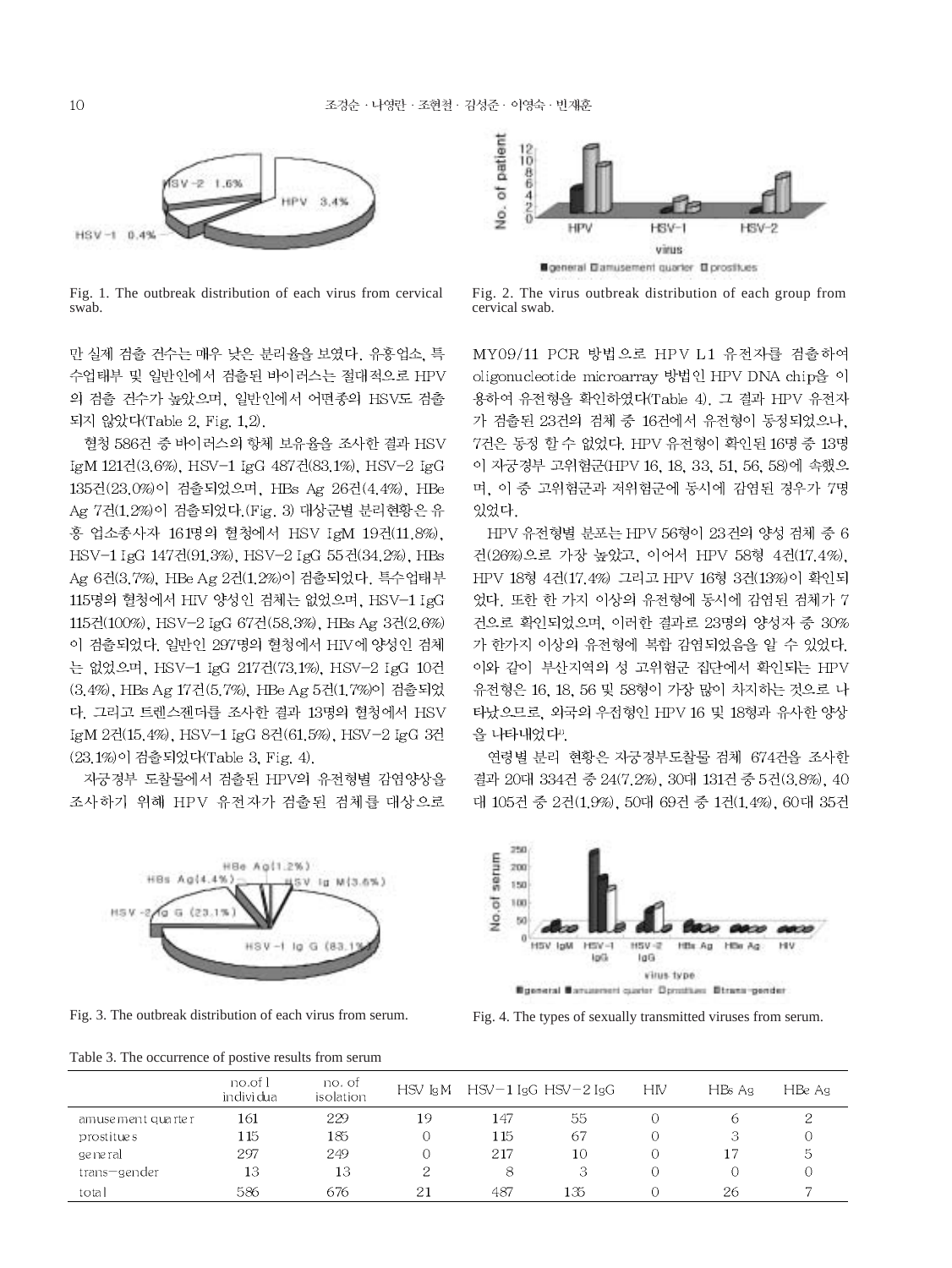Fig. 1. The outbreak distribution of each virus from cervical swab.

Fig. 2. The virus outbreak distribution of each group from cervical swab.

만 실제 검출 건수는 매우 낮은 분리율을 보였다. 유흥업소, 특수업태부 및 일반인에서 검출된 바이러스는 절대적으로 HPV의 검출 건수가 높았으며, 일반인에서 어떤종의 HSV도 검출되지 않았다(Table 2, Fig. 1,2).

혈청 586건 중 바이러스의 항체 보유율을 조사한 결과 HSV IgM 121건(3.6%), HSV-1 IgG 487건(83.1%), HSV-2 IgG 135건(23.0%)이 검출되었으며, HBs Ag 26건(4.4%), HBe Ag 7건(1.2%)이 검출되었다.(Fig. 3) 대상군별 분리현황은 유흥 업소종사자 161명의 혈청에서 HSV IgM 19건(11.8%), HSV-1 IgG 147건(91.3%), HSV-2 IgG 55건(34.2%), HBs Ag 6건(3.7%), HBe Ag 2건(1.2%)이 검출되었다. 특수업태부 115명의 혈청에서 HIV 양성인 검체는 없었으며, HSV-1 IgG 115건(100%), HSV-2 IgG 67건(58.3%), HBs Ag 3건(2.6%)이 검출되었다. 일반인 297명의 혈청에서 HIV에 양성인 검체는 없었으며, HSV-1 IgG 217건(73.1%), HSV-2 IgG 10건(3.4%), HBs Ag 17건(5.7%), HBe Ag 5건(1.7%)이 검출되었다. 그리고 트렌스젠더를 조사한 결과 13명의 혈청에서 HSV IgM 2건(15.4%), HSV-1 IgG 8건(61.5%), HSV-2 IgG 3건(23.1%)이 검출되었다(Table 3, Fig. 4).

자궁경부 도찰물에서 검출된 HPV의 유전형별 감염양상을 조사하기 위해 HPV 유전자가 검출된 검체를 대상으로 MY09/11 PCR 방법으로 HPV L1 유전자를 검출하여 oligonucleotide microarray 방법인 HPV DNA chip을 이용하여 유전형을 확인하였다(Table 4). 그 결과 HPV 유전자가 검출된 23건의 검체 중 16건에서 유전형이 동정되었으나, 7건은 동정 할 수 없었다. HPV 유전형이 확인된 16명 중 13명이 자궁경부 고위험군(HPV 16, 18, 33, 51, 56, 58)에 속했으며, 이 중 고위험군과 저위험군에 동시에 감염된 경우가 7명 있었다.

HPV 유전형별 분포는 HPV 56형이 23건의 양성 검체 중 6건(26%)으로 가장 높았고, 이어서 HPV 58형 4건(17.4%), HPV 18형 4건(17.4%) 그리고 HPV 16형 3건(13%)이 확인되었다. 또한 한 가지 이상의 유전형에 동시에 감염된 검체가 7건으로 확인되었으며, 이러한 결과로 23명의 양성자 중 30%가 한가지 이상의 유전형에 복합 감염되었음을 알 수 있었다. 이와 같이 부산지역의 성 고위험군 집단에서 확인되는 HPV 유전형은 16, 18, 56 및 58형이 가장 많이 차지하는 것으로 나타났으므로, 외국의 우점형인 HPV 16 및 18형과 유사한 양상을 나타내었다[1].

연령별 분리 현황은 자궁경부도찰물 검체 674건을 조사한 결과 20대 334건 중 24(7.2%), 30대 131건 중 5건(3.8%), 40대 105건 중 2건(1.9%), 50대 69건 중 1건(1.4%), 60대 35건

Fig. 3. The outbreak distribution of each virus from serum.

Fig. 4. The types of sexually transmitted viruses from serum.

Table 3. The occurrence of postive results from serum

| | no.of individua | no. of isolation | HSV IgM | HSV-1 IgG | HSV-2 IgG | HIV | HBs Ag | HBe Ag |
|---|---|---|---|---|---|---|---|---|
| amusement quarter | 161 | 229 | 19 | 147 | 55 | 0 | 6 | 2 |
| prostitues | 115 | 185 | 0 | 115 | 67 | 0 | 3 | 0 |
| general | 297 | 249 | 0 | 217 | 10 | 0 | 17 | 5 |
| trans-gender | 13 | 13 | 2 | 8 | 3 | 0 | 0 | 0 |
| total | 586 | 676 | 21 | 487 | 135 | 0 | 26 | 7 |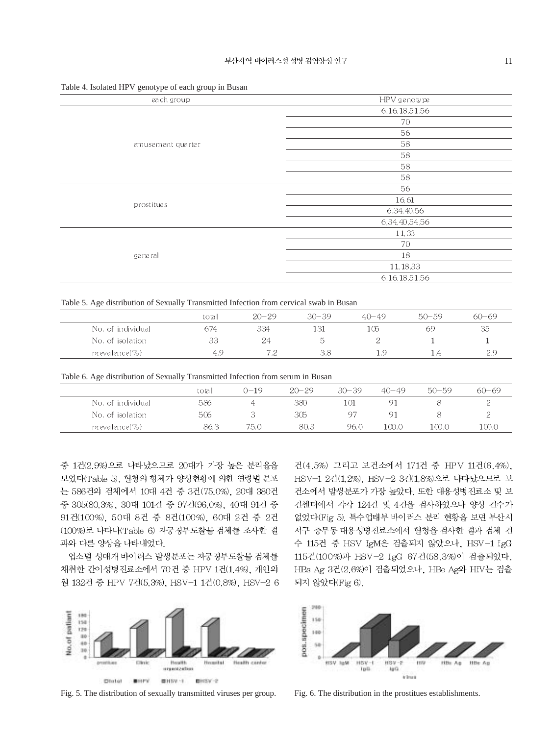Table 4. Isolated HPV genotype of each group in Busan

| each group | HPV genotype |
|---|---|
| amusement quarter | 6,16,18,51,56 |
| | 70 |
| | 56 |
| | 58 |
| | 58 |
| | 58 |
| | 58 |
| prostitues | 56 |
| | 16,61 |
| | 6,34,40,56 |
| | 6,34,40,54,56 |
| general | 11,33 |
| | 70 |
| | 18 |
| | 11,18,33 |
| | 6,16,18,51,56 |

Table 5. Age distribution of Sexually Transmitted Infection from cervical swab in Busan

| | total | 20−29 | 30−39 | 40−49 | 50−59 | 60−69 |
|---|---|---|---|---|---|---|
| No. of individual | 674 | 334 | 131 | 105 | 69 | 35 |
| No. of isolation | 33 | 24 | 5 | 2 | 1 | 1 |
| prevalence(%) | 4.9 | 7.2 | 3.8 | 1.9 | 1.4 | 2.9 |

Table 6. Age distribution of Sexually Transmitted Infection from serum in Busan

| | total | 0−19 | 20−29 | 30−39 | 40−49 | 50−59 | 60−69 |
|---|---|---|---|---|---|---|---|
| No. of individual | 586 | 4 | 380 | 101 | 91 | 8 | 2 |
| No. of isolation | 506 | 3 | 305 | 97 | 91 | 8 | 2 |
| prevalence(%) | 86.3 | 75.0 | 80.3 | 96.0 | 100.0 | 100.0 | 100.0 |

중 1건(2.9%)으로 나타났으므로 20대가 가장 높은 분리율을 보였다(Table 5). 혈청의 항체가 양성현황에 의한 연령별 분포는 586건의 검체에서 10대 4건 중 3건(75.0%), 20대 380건 중 305(80.3%), 30대 101건 중 97건(96.0%), 40대 91건 중 91건(100%), 50대 8건 중 8건(100%), 60대 2건 중 2건(100%)로 나타나(Table 6) 자궁경부도찰물 검체를 조사한 결과와 다른 양상을 나타내었다.

업소별 성매개 바이러스 발생분포는 자궁경부도찰물 검체를 채취한 간이성병진료소에서 70건 중 HPV 1건(1.4%), 개인의원 132건 중 HPV 7건(5.3%), HSV−1 1건(0.8%), HSV−2 6건(4.5%) 그리고 보건소에서 171건 중 HPV 11건(6.4%), HSV−1 2건(1.2%), HSV−2 3건(1.8%)으로 나타났으므로 보건소에서 발생분포가 가장 높았다. 또한 대용성병진료소 및 보건센터에서 각각 124건 및 4건을 검사하였으나 양성 건수가 없었다(Fig 5). 특수업태부 바이러스 분리 현황을 보면 부산시 서구 충무동 대용성병진료소에서 혈청을 검사한 결과 검체 건수 115건 중 HSV IgM은 검출되지 않았으나, HSV−1 IgG 115건(100%)과 HSV−2 IgG 67건(58.3%)이 검출되었다. HBs Ag 3건(2.6%)이 검출되었으나, HBe Ag와 HIV는 검출되지 않았다(Fig 6).

Fig. 5. The distribution of sexually transmitted viruses per group.

Fig. 6. The distribution in the prostitues establishments.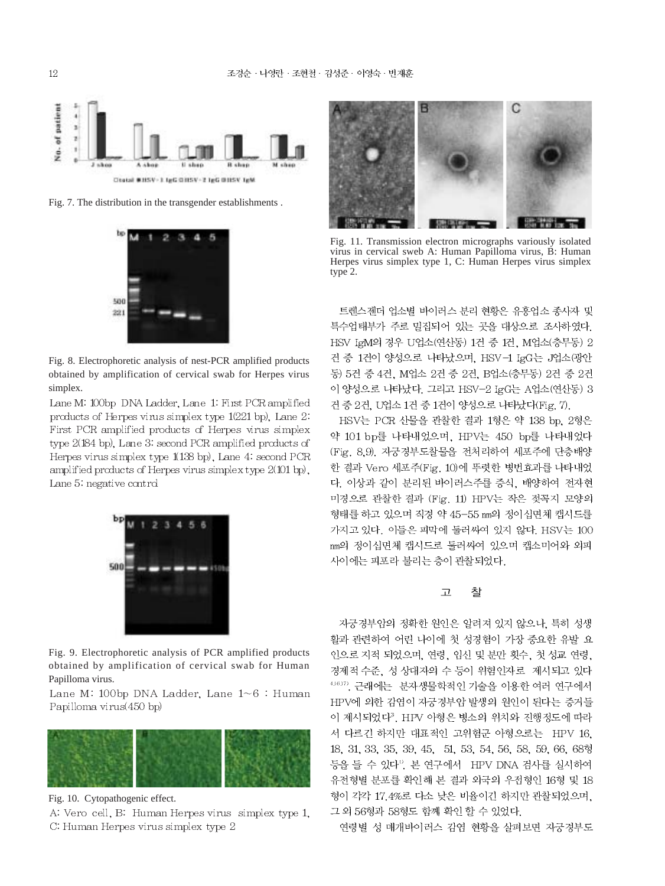Fig. 7. The distribution in the transgender establishments .

Fig. 8. Electrophoretic analysis of nest-PCR amplified products obtained by amplification of cervical swab for Herpes virus simplex.

Lane M: 100bp DNA Ladder, Lane 1: First PCR amplified products of Herpes virus simplex type 1(221 bp), Lane 2: First PCR amplified products of Herpes virus simplex type 2(184 bp), Lane 3: second PCR amplified products of Herpes virus simplex type 1(138 bp), Lane 4: second PCR amplified products of Herpes virus simplex type 2(101 bp), Lane 5: negative control

Fig. 9. Electrophoretic analysis of PCR amplified products obtained by amplification of cervical swab for Human Papilloma virus.

Lane M: 100bp DNA Ladder, Lane 1~6 : Human Papilloma virus(450 bp)

Fig. 10. Cytopathogenic effect.

A: Vero cell, B: Human Herpes virus simplex type 1, C: Human Herpes virus simplex type 2

Fig. 11. Transmission electron micrographs variously isolated virus in cervical sweb A: Human Papilloma virus, B: Human Herpes virus simplex type 1, C: Human Herpes virus simplex type 2.

트렌스젠더 업소별 바이러스 분리 현황은 유흥업소 종사자 및 특수업태부가 주로 밀집되어 있는 곳을 대상으로 조사하였다. HSV IgM의 경우 U업소(연산동) 1건 중 1건, M업소(충무동) 2건 중 1건이 양성으로 나타났으며, HSV-1 IgG는 J업소(광안동) 5건 중 4건, M업소 2건 중 2건, B업소(충무동) 2건 중 2건이 양성으로 나타났다. 그리고 HSV-2 IgG는 A업소(연산동) 3건 중 2건, U업소 1건 중 1건이 양성으로 나타났다(Fig. 7).

HSV는 PCR 산물을 관찰한 결과 1형은 약 138 bp, 2형은 약 101 bp를 나타내었으며, HPV는 450 bp를 나타내었다 (Fig. 8,9). 자궁경부도찰물을 전처리하여 세포주에 단층배양한 결과 Vero 세포주(Fig. 10)에 뚜렷한 병변효과를 나타내었다. 이상과 같이 분리된 바이러스주를 증식, 배양하여 전자현미경으로 관찰한 결과 (Fig. 11) HPV는 작은 젖꼭지 모양의 형태를 하고 있으며 직경 약 45-55 nm의 정이십면체 캡시드를 가지고 있다. 이들은 피막에 둘러싸여 있지 않다. HSV는 100 nm의 정이십면체 캡시드로 둘러싸여 있으며 캡소미어와 외피 사이에는 피포라 불리는 층이 관찰되었다.

## 고 찰

자궁경부암의 정확한 원인은 일려져 있지 않으나, 특히 성생활과 관련하여 어린 나이에 첫 성경험이 가장 중요한 유발 요인으로 지적 되었으며, 연령, 임신 및 분만 횟수, 첫 성교 연령, 경제적 수준, 성 상대자의 수 등이 위험인자로 제시되고 있다[4,16,37]. 근래에는 분자생물학적인 기술을 이용한 여러 연구에서 HPV에 의한 감염이 자궁경부암 발생의 원인이 된다는 증거들이 제시되었다[3]. HPV 아형은 병소의 위치와 진행정도에 따라서 다르긴 하지만 대표적인 고위험군 아형으로는 HPV 16, 18, 31, 33, 35, 39, 45, 51, 53, 54, 56, 58, 59, 66, 68형 등을 들 수 있다[1]. 본 연구에서 HPV DNA 검사를 실시하여 유전형별 분포를 확인해 본 결과 외국의 우점형인 16형 및 18형이 각각 17.4%로 다소 낮은 비율이긴 하지만 관찰되었으며, 그 외 56형과 58형도 함께 확인 할 수 있었다.

연령별 성 매개바이러스 감염 현황을 살펴보면 자궁경부도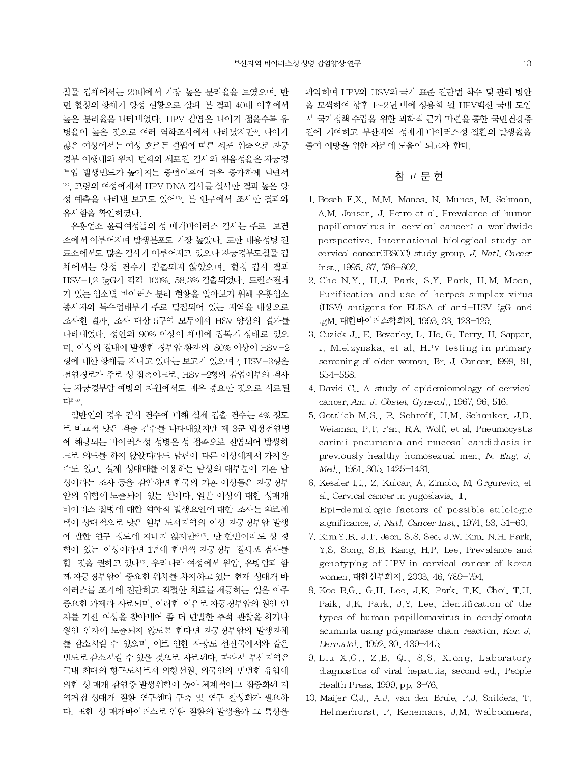찰물 검체에서는 20대에서 가장 높은 분리율을 보였으며, 반면 혈청의 항체가 양성 현황으로 살펴 본 결과 40대 이후에서 높은 분리율을 나타내었다. HPV 감염은 나이가 젊을수록 유병율이 높은 것으로 여러 역학조사에서 나타났지만[6], 나이가 많은 여성에서는 여성 호르몬 결핍에 따른 세포 위축으로 자궁경부 이행대의 위치 변화와 세포진 검사의 위음성율은 자궁경부암 발생빈도가 높아지는 중년이후에 더욱 증가하게 되면서[12], 고령의 여성에게서 HPV DNA 검사를 실시한 결과 높은 양성 예측을 나타낸 보고도 있어[10], 본 연구에서 조사한 결과와 유사함을 확인하였다.

유흥업소 윤락여성들의 성 매개바이러스 검사는 주로 보건소에서 이루어지며 발생분포도 가장 높았다. 또한 대용성병 진료소에서도 많은 검사가 이루어지고 있으나 자궁경부도찰물 검체에서는 양성 건수가 검출되지 않았으며, 혈청 검사 결과 HSV-1,2 IgG가 각각 100%, 58.3% 검출되었다. 트렌스젠더가 있는 업소별 바이러스 분리 현황을 알아보기 위해 유흥업소 종사자와 특수업태부가 주로 밀집되어 있는 지역을 대상으로 조사한 결과, 조사 대상 5구역 모두에서 HSV 양성의 결과를 나타내었다. 성인의 90% 이상이 체내에 잠복기 상태로 있으며, 여성의 질내에 발생한 경부암 환자의 80% 이상이 HSV-2형에 대한 항체를 지니고 있다는 보고가 있으며[11], HSV-2형은 전염경로가 주로 성 접촉이므로, HSV-2형의 감염여부의 검사는 자궁경부암 예방의 차원에서도 매우 중요한 것으로 사료된다[2,8].

일반인의 경우 검사 건수에 비해 실제 검출 건수는 4% 정도로 비교적 낮은 검출 건수를 나타내었지만 제 3군 법정전염병에 해당되는 바이러스성 성병은 성 접촉으로 전염되어 발생하므로 외도를 하지 않았더라도 남편이 다른 여성에게서 가져올 수도 있고, 실제 성매매를 이용하는 남성의 대부분이 기혼 남성이라는 조사 등을 감안하면 한국의 기혼 여성들은 자궁경부암의 위험에 노출되어 있는 셈이다. 일반 여성에 대한 성매개 바이러스 질병에 대한 역학적 발생요인에 대한 조사는 의료혜택이 상대적으로 낮은 일부 도서지역의 여성 자궁경부암 발생에 관한 연구 정도에 지나지 않지만[6,17], 단 한번이라도 성 경험이 있는 여성이라면 1년에 한번씩 자궁경부 질세포 검사를 할 것을 권하고 있다[19]. 우리나라 여성에서 위암, 유방암과 함께 자궁경부암이 중요한 위치를 차지하고 있는 현재 성매개 바이러스를 조기에 진단하고 적절한 치료를 제공하는 일은 아주 중요한 과제라 사료되며, 이러한 이유로 자궁경부암의 원인 인자를 가진 여성을 찾아내어 좀 더 면밀한 추적 관찰을 하거나 원인 인자에 노출되지 않도록 한다면 자궁경부암의 발생자체를 감소시킬 수 있으며, 이로 인한 사망도 선진국에서와 같은 빈도로 감소시킬 수 있을 것으로 사료된다. 따라서 부산지역은 국내 최대의 항구도시로서 외항선원, 외국인의 빈번한 유입에 의한 성 매개 감염증 발생위험이 높아 체계적이고 집중화된 지역거점 성매개 질환 연구센터 구축 및 연구 활성화가 필요하다. 또한 성 매개바이러스로 인한 질환의 발생율과 그 특성을 파악하며 HPV와 HSV의 국가 표준 진단법 착수 및 관리 방안을 모색하여 향후 1~2년 내에 상용화 될 HPV백신 국내 도입 시 국가정책 수립을 위한 과학적 근거 마련을 통한 국민건강증진에 기여하고 부산지역 성매개 바이러스성 질환의 발생율을 줄여 예방을 위한 자료에 도움이 되고자 한다.

## 참 고 문 헌

1. Bosch F.X., M.M. Manos, N. Munos, M. Schman, A.M. Jansen, J. Petro et al, Prevalence of human papillomavirus in cervical cancer: a worldwide perspective. International biological study on cervical cancer(IBSCC) study group. *J. Natl. Caccer Inst.*, 1995, 87, 796-802.
2. Cho N.Y., H.J. Park, S.Y. Park, H.M. Moon, Purification and use of herpes simplex virus (HSV) antigens for ELISA of anti-HSV IgG and IgM, 대한바이러스학회지, 1993, 23, 123-129.
3. Cuzick J., E. Beverley, L. Ho, G. Terry, H. Sapper, I. Mielzynska, et al, HPV testing in primary screening of older woman, Br. J. Cancer, 1999, 81, 554-558.
4. David C., A study of epidemiomology of cervical cancer, *Am. J. Obstet. Gynecol.*, 1967, 96, 516.
5. Gottlieb M.S., R. Schroff, H.M. Schanker, J.D. Weisman, P.T. Fan, R.A. Wolf, et al, Pneumocystis carinii pneumonia and mucosal candidiasis in previously healthy homosexual men, *N. Eng. J. Med.*, 1981, 305, 1425-1431.
6. Kessler I.I., Z. Kulcar, A. Zimolo, M. Grgurevic, et al, Cervical cancer in yugoslavia. Ⅱ. Epi-demiologic factors of possible etilologic significance, *J. Natl. Cancer Inst.*, 1974, 53, 51-60.
7. Kim Y.B., J.T. Jeon, S.S. Seo, J.W. Kim, N.H. Park, Y.S. Song, S.B. Kang, H.P. Lee, Prevalance and genotyping of HPV in cervical cancer of korea women, 대한산부회지, 2003, 46, 789-794.
8. Koo B.G., G.H. Lee, J.K. Park, T.K. Choi, T.H. Paik, J.K. Park, J.Y. Lee, Identification of the types of human papillomavirus in condylomata acuminta using polymarase chain reaction, *Kor. J. Dermatol.*, 1992, 30, 439-445.
9. Liu X.G., Z.B. Qi, S.S. Xiong, Laboratory diagnostics of viral hepatitis, second ed., People Health Press, 1999, pp. 3-76,
10. Maijer C.J., A.J. van den Brule, P.J. Snilders, T. Helmerhorst, P. Kenemans, J.M. Walboomers,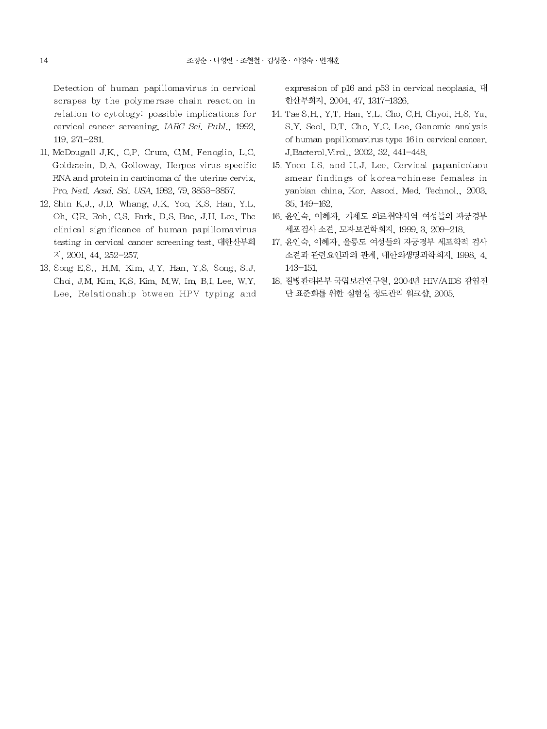Detection of human papillomavirus in cervical scrapes by the polymerase chain reaction in relation to cytology: possible implications for cervical cancer screening, *IARC Sci. Publ.*, 1992, 119, 271-281.

11. McDougall J.K., C.P. Crum, C.M. Fenoglio, L.C. Goldstein, D.A. Golloway, Herpes virus specific RNA and protein in carcinoma of the uterine cervix, Pro. *Natl. Acad. Sci. USA*, 1982, 79, 3853-3857.
12. Shin K.J., J.D. Whang, J.K. Yoo, K.S. Han, Y.L. Oh, C.R. Roh, C.S. Park, D.S. Bae, J.H. Lee, The clinical significance of human papillomavirus testing in cervical cancer screening test, 대한산부회지, 2001, 44, 252-257.
13. Song E.S., H.M. Kim, J.Y. Han, Y.S. Song, S.J. Choi, J.M. Kim, K.S. Kim, M.W. Im, B.I. Lee, W.Y. Lee, Relationship btween HPV typing and expression of p16 and p53 in cervical neoplasia, 대한산부회지, 2004, 47, 1317-1326.
14. Tae S.H., Y.T. Han, Y.L. Cho, C.H. Chyoi, H.S. Yu, S.Y. Seol, D.T. Cho, Y.C. Lee, Genomic analysis of human papillomavirus type 16 in cervical cancer, J.Bacterol.Virol., 2002, 32, 441-448.
15. Yoon I.S. and H.J. Lee, Cervical papanicolaou smear findings of korea-chinese females in yanbian china, Kor. Associ. Med. Technol., 2003, 35, 149-162.
16. 윤인숙, 이혜자, 거제도 의료취약지역 여성들의 자궁경부 세포검사 소견, 모자보건학회지, 1999, 3, 209-218.
17. 윤인숙, 이혜자, 울릉도 여성들의 자궁경부 세포학적 검사 소견과 관련요인과의 관계, 대한의생명과학회지, 1998, 4, 143-151.
18. 질병관리본부 국립보건연구원, 2004년 HIV/AIDS 감염진단 표준화를 위한 실험실 정도관리 워크샵, 2005.